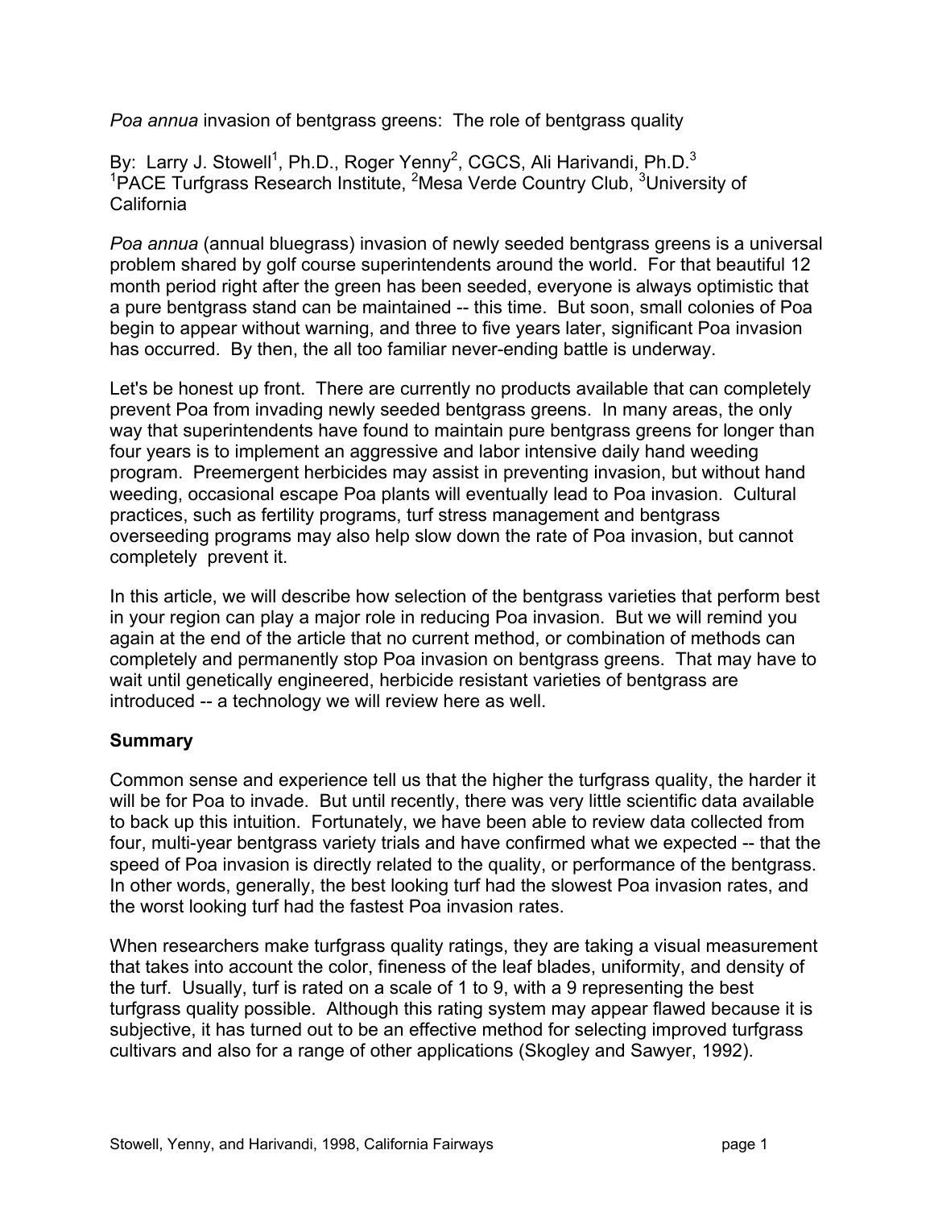*Poa annua* invasion of bentgrass greens: The role of bentgrass quality

By: Larry J. Stowell[1], Ph.D., Roger Yenny[2], CGCS, Ali Harivandi, Ph.D.[3]
[1]PACE Turfgrass Research Institute, [2]Mesa Verde Country Club, [3]University of California

*Poa annua* (annual bluegrass) invasion of newly seeded bentgrass greens is a universal problem shared by golf course superintendents around the world. For that beautiful 12 month period right after the green has been seeded, everyone is always optimistic that a pure bentgrass stand can be maintained -- this time. But soon, small colonies of Poa begin to appear without warning, and three to five years later, significant Poa invasion has occurred. By then, the all too familiar never-ending battle is underway.

Let's be honest up front. There are currently no products available that can completely prevent Poa from invading newly seeded bentgrass greens. In many areas, the only way that superintendents have found to maintain pure bentgrass greens for longer than four years is to implement an aggressive and labor intensive daily hand weeding program. Preemergent herbicides may assist in preventing invasion, but without hand weeding, occasional escape Poa plants will eventually lead to Poa invasion. Cultural practices, such as fertility programs, turf stress management and bentgrass overseeding programs may also help slow down the rate of Poa invasion, but cannot completely prevent it.

In this article, we will describe how selection of the bentgrass varieties that perform best in your region can play a major role in reducing Poa invasion. But we will remind you again at the end of the article that no current method, or combination of methods can completely and permanently stop Poa invasion on bentgrass greens. That may have to wait until genetically engineered, herbicide resistant varieties of bentgrass are introduced -- a technology we will review here as well.

## Summary

Common sense and experience tell us that the higher the turfgrass quality, the harder it will be for Poa to invade. But until recently, there was very little scientific data available to back up this intuition. Fortunately, we have been able to review data collected from four, multi-year bentgrass variety trials and have confirmed what we expected -- that the speed of Poa invasion is directly related to the quality, or performance of the bentgrass. In other words, generally, the best looking turf had the slowest Poa invasion rates, and the worst looking turf had the fastest Poa invasion rates.

When researchers make turfgrass quality ratings, they are taking a visual measurement that takes into account the color, fineness of the leaf blades, uniformity, and density of the turf. Usually, turf is rated on a scale of 1 to 9, with a 9 representing the best turfgrass quality possible. Although this rating system may appear flawed because it is subjective, it has turned out to be an effective method for selecting improved turfgrass cultivars and also for a range of other applications (Skogley and Sawyer, 1992).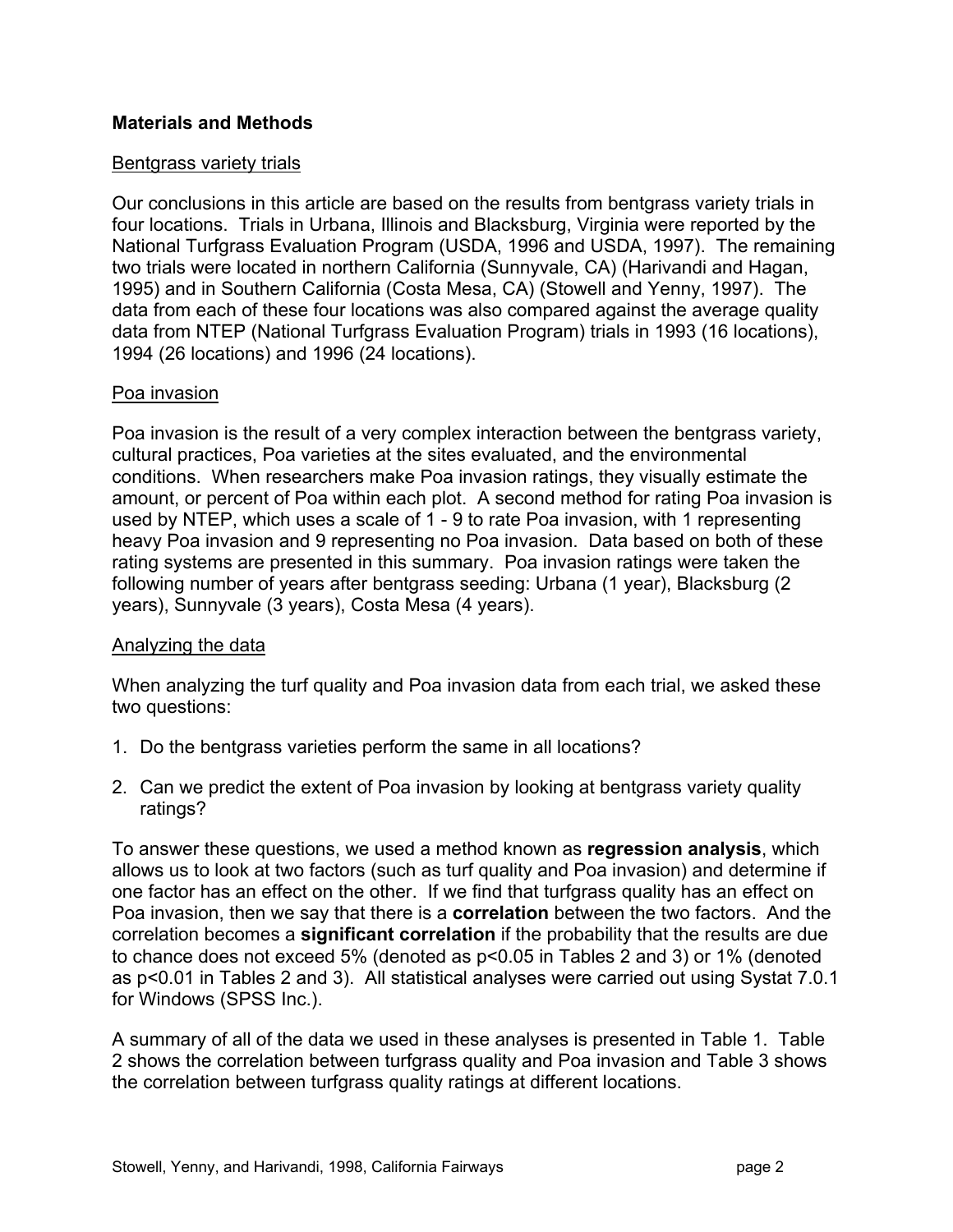## Materials and Methods

### Bentgrass variety trials

Our conclusions in this article are based on the results from bentgrass variety trials in four locations. Trials in Urbana, Illinois and Blacksburg, Virginia were reported by the National Turfgrass Evaluation Program (USDA, 1996 and USDA, 1997). The remaining two trials were located in northern California (Sunnyvale, CA) (Harivandi and Hagan, 1995) and in Southern California (Costa Mesa, CA) (Stowell and Yenny, 1997). The data from each of these four locations was also compared against the average quality data from NTEP (National Turfgrass Evaluation Program) trials in 1993 (16 locations), 1994 (26 locations) and 1996 (24 locations).

### Poa invasion

Poa invasion is the result of a very complex interaction between the bentgrass variety, cultural practices, Poa varieties at the sites evaluated, and the environmental conditions. When researchers make Poa invasion ratings, they visually estimate the amount, or percent of Poa within each plot. A second method for rating Poa invasion is used by NTEP, which uses a scale of 1 - 9 to rate Poa invasion, with 1 representing heavy Poa invasion and 9 representing no Poa invasion. Data based on both of these rating systems are presented in this summary. Poa invasion ratings were taken the following number of years after bentgrass seeding: Urbana (1 year), Blacksburg (2 years), Sunnyvale (3 years), Costa Mesa (4 years).

### Analyzing the data

When analyzing the turf quality and Poa invasion data from each trial, we asked these two questions:

1. Do the bentgrass varieties perform the same in all locations?
2. Can we predict the extent of Poa invasion by looking at bentgrass variety quality ratings?

To answer these questions, we used a method known as **regression analysis**, which allows us to look at two factors (such as turf quality and Poa invasion) and determine if one factor has an effect on the other. If we find that turfgrass quality has an effect on Poa invasion, then we say that there is a **correlation** between the two factors. And the correlation becomes a **significant correlation** if the probability that the results are due to chance does not exceed 5% (denoted as $p<0.05$ in Tables 2 and 3) or 1% (denoted as $p<0.01$ in Tables 2 and 3). All statistical analyses were carried out using Systat 7.0.1 for Windows (SPSS Inc.).

A summary of all of the data we used in these analyses is presented in Table 1. Table 2 shows the correlation between turfgrass quality and Poa invasion and Table 3 shows the correlation between turfgrass quality ratings at different locations.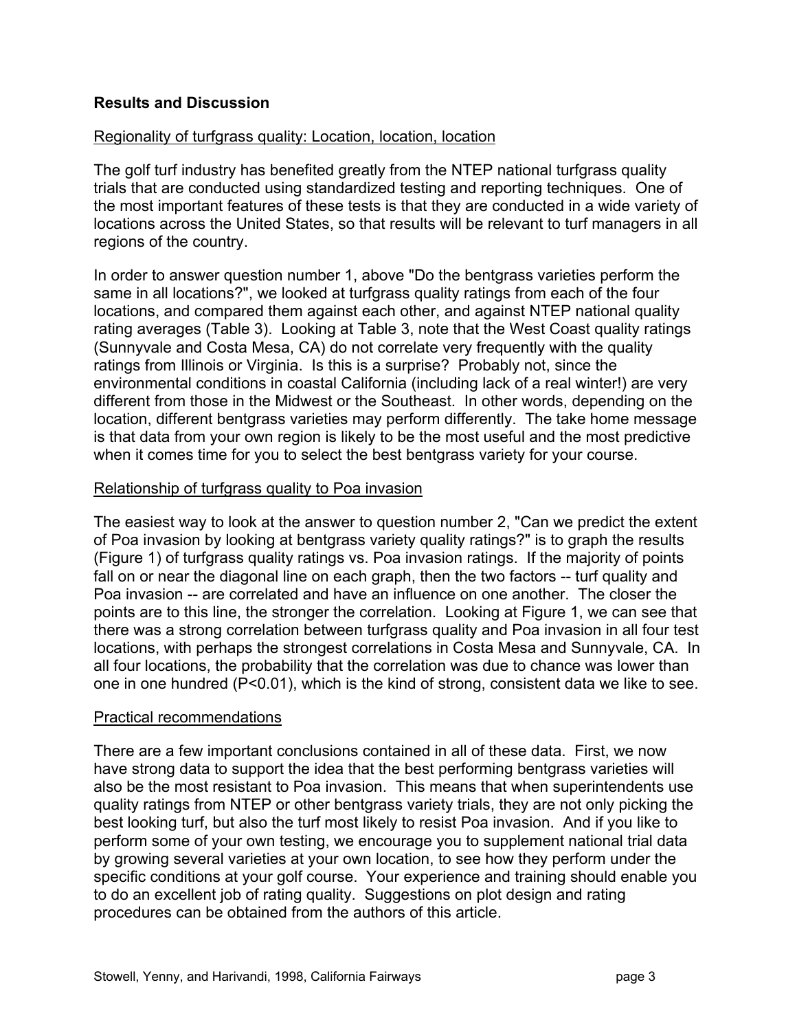## Results and Discussion

### Regionality of turfgrass quality: Location, location, location

The golf turf industry has benefited greatly from the NTEP national turfgrass quality trials that are conducted using standardized testing and reporting techniques. One of the most important features of these tests is that they are conducted in a wide variety of locations across the United States, so that results will be relevant to turf managers in all regions of the country.

In order to answer question number 1, above "Do the bentgrass varieties perform the same in all locations?", we looked at turfgrass quality ratings from each of the four locations, and compared them against each other, and against NTEP national quality rating averages (Table 3). Looking at Table 3, note that the West Coast quality ratings (Sunnyvale and Costa Mesa, CA) do not correlate very frequently with the quality ratings from Illinois or Virginia. Is this is a surprise? Probably not, since the environmental conditions in coastal California (including lack of a real winter!) are very different from those in the Midwest or the Southeast. In other words, depending on the location, different bentgrass varieties may perform differently. The take home message is that data from your own region is likely to be the most useful and the most predictive when it comes time for you to select the best bentgrass variety for your course.

### Relationship of turfgrass quality to Poa invasion

The easiest way to look at the answer to question number 2, "Can we predict the extent of Poa invasion by looking at bentgrass variety quality ratings?" is to graph the results (Figure 1) of turfgrass quality ratings vs. Poa invasion ratings. If the majority of points fall on or near the diagonal line on each graph, then the two factors -- turf quality and Poa invasion -- are correlated and have an influence on one another. The closer the points are to this line, the stronger the correlation. Looking at Figure 1, we can see that there was a strong correlation between turfgrass quality and Poa invasion in all four test locations, with perhaps the strongest correlations in Costa Mesa and Sunnyvale, CA. In all four locations, the probability that the correlation was due to chance was lower than one in one hundred ($P<0.01$), which is the kind of strong, consistent data we like to see.

### Practical recommendations

There are a few important conclusions contained in all of these data. First, we now have strong data to support the idea that the best performing bentgrass varieties will also be the most resistant to Poa invasion. This means that when superintendents use quality ratings from NTEP or other bentgrass variety trials, they are not only picking the best looking turf, but also the turf most likely to resist Poa invasion. And if you like to perform some of your own testing, we encourage you to supplement national trial data by growing several varieties at your own location, to see how they perform under the specific conditions at your golf course. Your experience and training should enable you to do an excellent job of rating quality. Suggestions on plot design and rating procedures can be obtained from the authors of this article.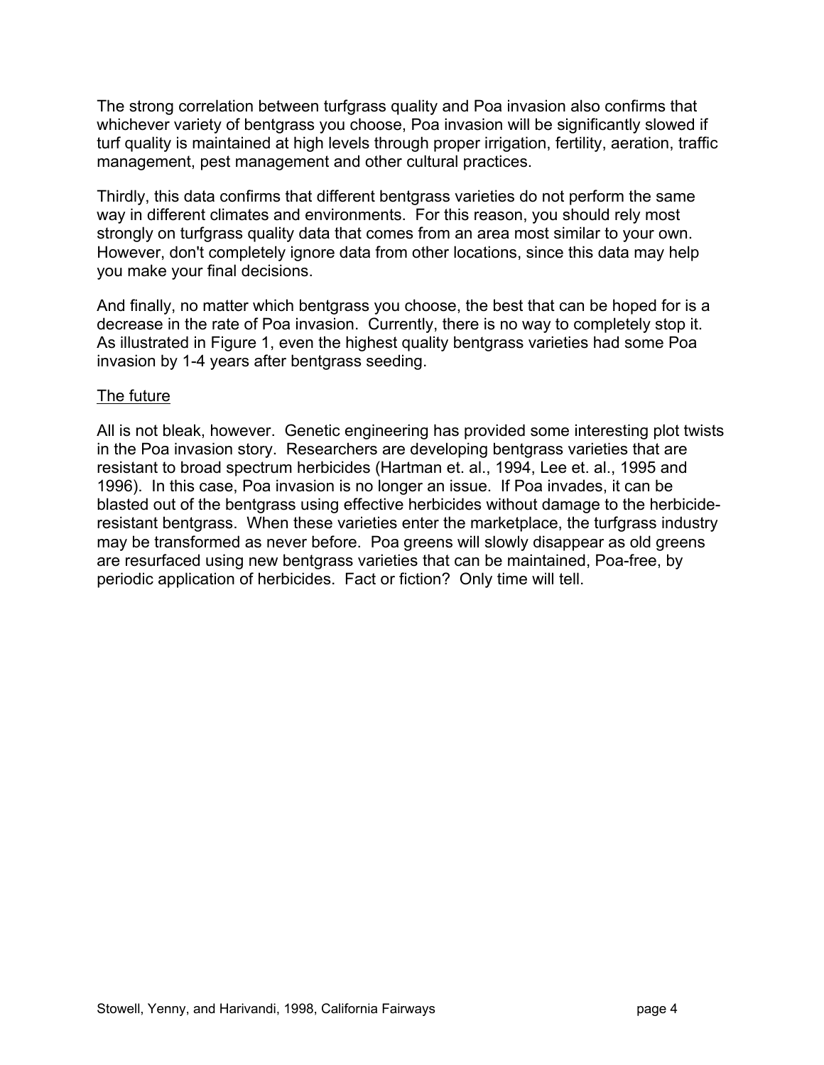The strong correlation between turfgrass quality and Poa invasion also confirms that whichever variety of bentgrass you choose, Poa invasion will be significantly slowed if turf quality is maintained at high levels through proper irrigation, fertility, aeration, traffic management, pest management and other cultural practices.

Thirdly, this data confirms that different bentgrass varieties do not perform the same way in different climates and environments. For this reason, you should rely most strongly on turfgrass quality data that comes from an area most similar to your own. However, don't completely ignore data from other locations, since this data may help you make your final decisions.

And finally, no matter which bentgrass you choose, the best that can be hoped for is a decrease in the rate of Poa invasion. Currently, there is no way to completely stop it. As illustrated in Figure 1, even the highest quality bentgrass varieties had some Poa invasion by 1-4 years after bentgrass seeding.

## The future

All is not bleak, however. Genetic engineering has provided some interesting plot twists in the Poa invasion story. Researchers are developing bentgrass varieties that are resistant to broad spectrum herbicides (Hartman et. al., 1994, Lee et. al., 1995 and 1996). In this case, Poa invasion is no longer an issue. If Poa invades, it can be blasted out of the bentgrass using effective herbicides without damage to the herbicide-resistant bentgrass. When these varieties enter the marketplace, the turfgrass industry may be transformed as never before. Poa greens will slowly disappear as old greens are resurfaced using new bentgrass varieties that can be maintained, Poa-free, by periodic application of herbicides. Fact or fiction? Only time will tell.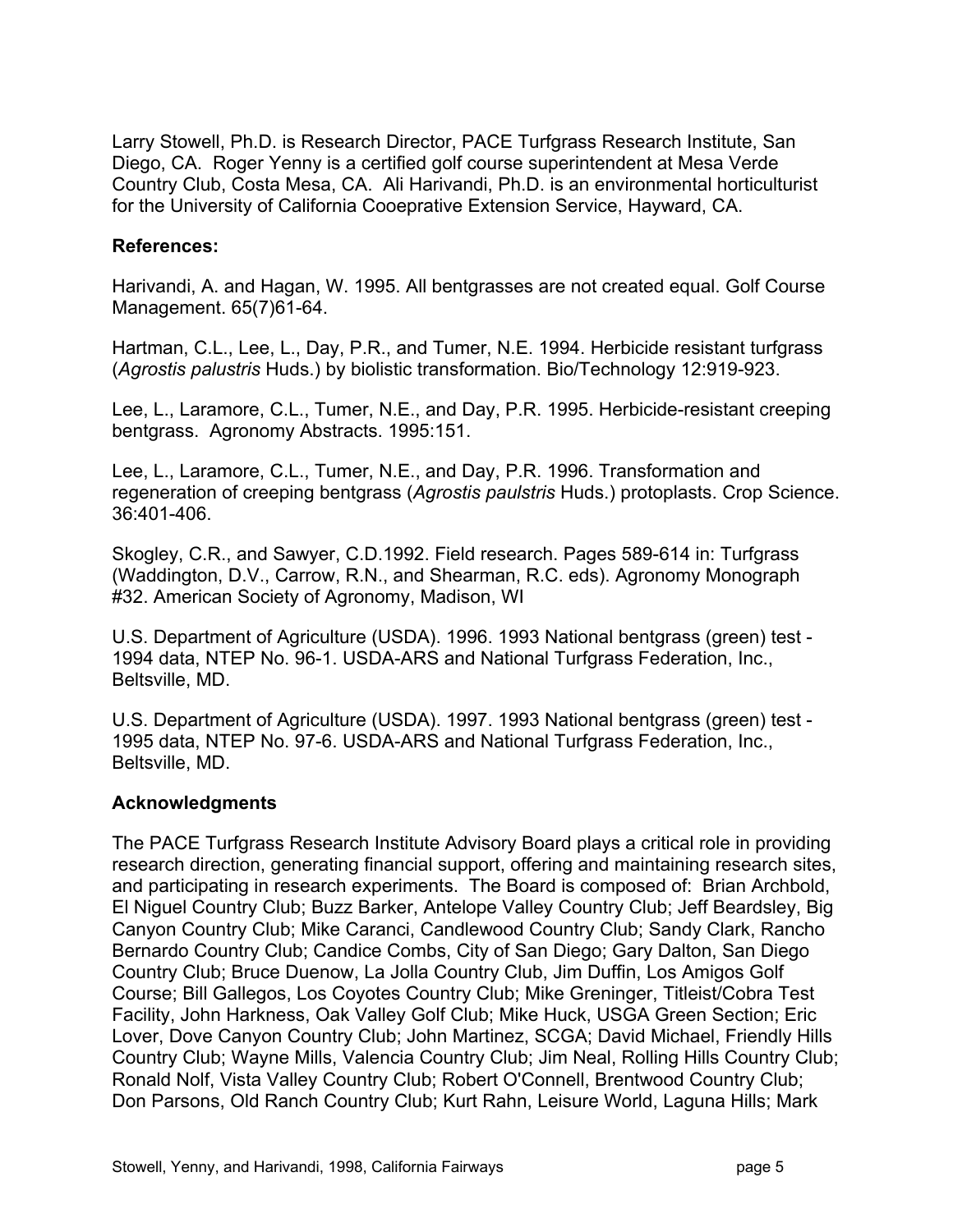Larry Stowell, Ph.D. is Research Director, PACE Turfgrass Research Institute, San Diego, CA. Roger Yenny is a certified golf course superintendent at Mesa Verde Country Club, Costa Mesa, CA. Ali Harivandi, Ph.D. is an environmental horticulturist for the University of California Cooeprative Extension Service, Hayward, CA.

**References:**

Harivandi, A. and Hagan, W. 1995. All bentgrasses are not created equal. Golf Course Management. 65(7)61-64.

Hartman, C.L., Lee, L., Day, P.R., and Tumer, N.E. 1994. Herbicide resistant turfgrass (*Agrostis palustris* Huds.) by biolistic transformation. Bio/Technology 12:919-923.

Lee, L., Laramore, C.L., Tumer, N.E., and Day, P.R. 1995. Herbicide-resistant creeping bentgrass. Agronomy Abstracts. 1995:151.

Lee, L., Laramore, C.L., Tumer, N.E., and Day, P.R. 1996. Transformation and regeneration of creeping bentgrass (*Agrostis paulstris* Huds.) protoplasts. Crop Science. 36:401-406.

Skogley, C.R., and Sawyer, C.D.1992. Field research. Pages 589-614 in: Turfgrass (Waddington, D.V., Carrow, R.N., and Shearman, R.C. eds). Agronomy Monograph #32. American Society of Agronomy, Madison, WI

U.S. Department of Agriculture (USDA). 1996. 1993 National bentgrass (green) test - 1994 data, NTEP No. 96-1. USDA-ARS and National Turfgrass Federation, Inc., Beltsville, MD.

U.S. Department of Agriculture (USDA). 1997. 1993 National bentgrass (green) test - 1995 data, NTEP No. 97-6. USDA-ARS and National Turfgrass Federation, Inc., Beltsville, MD.

**Acknowledgments**

The PACE Turfgrass Research Institute Advisory Board plays a critical role in providing research direction, generating financial support, offering and maintaining research sites, and participating in research experiments. The Board is composed of: Brian Archbold, El Niguel Country Club; Buzz Barker, Antelope Valley Country Club; Jeff Beardsley, Big Canyon Country Club; Mike Caranci, Candlewood Country Club; Sandy Clark, Rancho Bernardo Country Club; Candice Combs, City of San Diego; Gary Dalton, San Diego Country Club; Bruce Duenow, La Jolla Country Club, Jim Duffin, Los Amigos Golf Course; Bill Gallegos, Los Coyotes Country Club; Mike Greninger, Titleist/Cobra Test Facility, John Harkness, Oak Valley Golf Club; Mike Huck, USGA Green Section; Eric Lover, Dove Canyon Country Club; John Martinez, SCGA; David Michael, Friendly Hills Country Club; Wayne Mills, Valencia Country Club; Jim Neal, Rolling Hills Country Club; Ronald Nolf, Vista Valley Country Club; Robert O'Connell, Brentwood Country Club; Don Parsons, Old Ranch Country Club; Kurt Rahn, Leisure World, Laguna Hills; Mark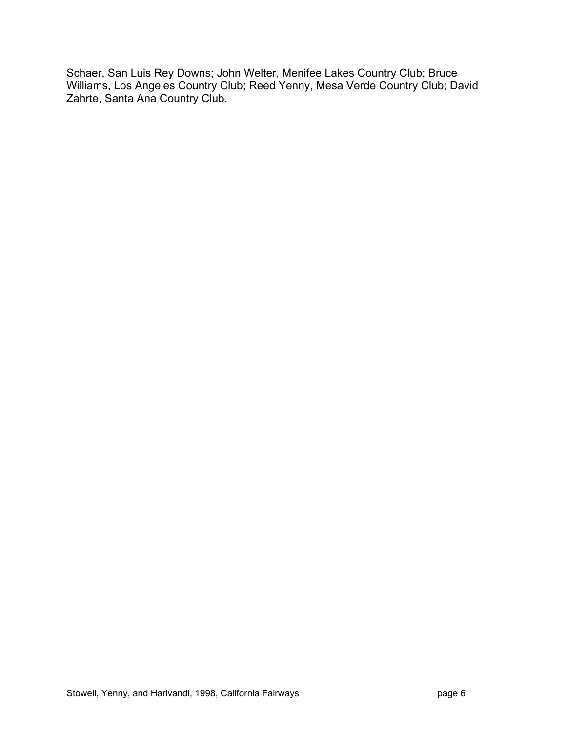Schaer, San Luis Rey Downs; John Welter, Menifee Lakes Country Club; Bruce Williams, Los Angeles Country Club; Reed Yenny, Mesa Verde Country Club; David Zahrte, Santa Ana Country Club.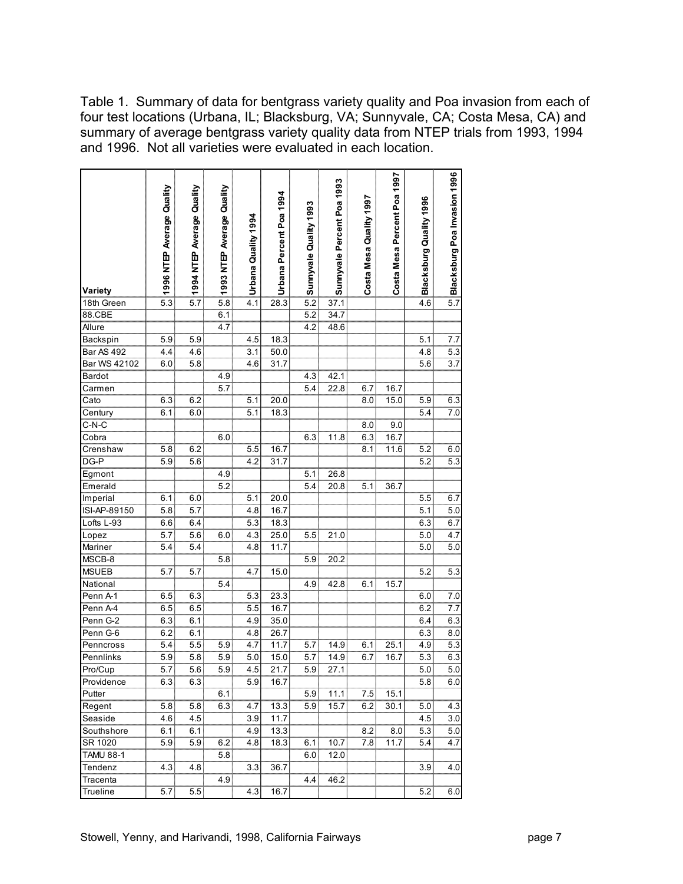Table 1. Summary of data for bentgrass variety quality and Poa invasion from each of four test locations (Urbana, IL; Blacksburg, VA; Sunnyvale, CA; Costa Mesa, CA) and summary of average bentgrass variety quality data from NTEP trials from 1993, 1994 and 1996. Not all varieties were evaluated in each location.

| Variety | 1996 NTEP Average Quality | 1994 NTEP Average Quality | 1993 NTEP Average Quality | Urbana Quality 1994 | Urbana Percent Poa 1994 | Sunnyvale Quality 1993 | Sunnyvale Percent Poa 1993 | Costa Mesa Quality 1997 | Costa Mesa Percent Poa 1997 | Blacksburg Quality 1996 | Blacksburg Poa Invasion 1996 |
|---|---|---|---|---|---|---|---|---|---|---|---|
| 18th Green | 5.3 | 5.7 | 5.8 | 4.1 | 28.3 | 5.2 | 37.1 | | | 4.6 | 5.7 |
| 88.CBE | | | 6.1 | | | 5.2 | 34.7 | | | | |
| Allure | | | 4.7 | | | 4.2 | 48.6 | | | | |
| Backspin | 5.9 | 5.9 | | 4.5 | 18.3 | | | | | 5.1 | 7.7 |
| Bar AS 492 | 4.4 | 4.6 | | 3.1 | 50.0 | | | | | 4.8 | 5.3 |
| Bar WS 42102 | 6.0 | 5.8 | | 4.6 | 31.7 | | | | | 5.6 | 3.7 |
| Bardot | | | 4.9 | | | 4.3 | 42.1 | | | | |
| Carmen | | | 5.7 | | | 5.4 | 22.8 | 6.7 | 16.7 | | |
| Cato | 6.3 | 6.2 | | 5.1 | 20.0 | | | 8.0 | 15.0 | 5.9 | 6.3 |
| Century | 6.1 | 6.0 | | 5.1 | 18.3 | | | | | 5.4 | 7.0 |
| C-N-C | | | | | | | | 8.0 | 9.0 | | |
| Cobra | | | 6.0 | | | 6.3 | 11.8 | 6.3 | 16.7 | | |
| Crenshaw | 5.8 | 6.2 | | 5.5 | 16.7 | | | 8.1 | 11.6 | 5.2 | 6.0 |
| DG-P | 5.9 | 5.6 | | 4.2 | 31.7 | | | | | 5.2 | 5.3 |
| Egmont | | | 4.9 | | | 5.1 | 26.8 | | | | |
| Emerald | | | 5.2 | | | 5.4 | 20.8 | 5.1 | 36.7 | | |
| Imperial | 6.1 | 6.0 | | 5.1 | 20.0 | | | | | 5.5 | 6.7 |
| ISI-AP-89150 | 5.8 | 5.7 | | 4.8 | 16.7 | | | | | 5.1 | 5.0 |
| Lofts L-93 | 6.6 | 6.4 | | 5.3 | 18.3 | | | | | 6.3 | 6.7 |
| Lopez | 5.7 | 5.6 | 6.0 | 4.3 | 25.0 | 5.5 | 21.0 | | | 5.0 | 4.7 |
| Mariner | 5.4 | 5.4 | | 4.8 | 11.7 | | | | | 5.0 | 5.0 |
| MSCB-8 | | | 5.8 | | | 5.9 | 20.2 | | | | |
| MSUEB | 5.7 | 5.7 | | 4.7 | 15.0 | | | | | 5.2 | 5.3 |
| National | | | 5.4 | | | 4.9 | 42.8 | 6.1 | 15.7 | | |
| Penn A-1 | 6.5 | 6.3 | | 5.3 | 23.3 | | | | | 6.0 | 7.0 |
| Penn A-4 | 6.5 | 6.5 | | 5.5 | 16.7 | | | | | 6.2 | 7.7 |
| Penn G-2 | 6.3 | 6.1 | | 4.9 | 35.0 | | | | | 6.4 | 6.3 |
| Penn G-6 | 6.2 | 6.1 | | 4.8 | 26.7 | | | | | 6.3 | 8.0 |
| Penncross | 5.4 | 5.5 | 5.9 | 4.7 | 11.7 | 5.7 | 14.9 | 6.1 | 25.1 | 4.9 | 5.3 |
| Pennlinks | 5.9 | 5.8 | 5.9 | 5.0 | 15.0 | 5.7 | 14.9 | 6.7 | 16.7 | 5.3 | 6.3 |
| Pro/Cup | 5.7 | 5.6 | 5.9 | 4.5 | 21.7 | 5.9 | 27.1 | | | 5.0 | 5.0 |
| Providence | 6.3 | 6.3 | | 5.9 | 16.7 | | | | | 5.8 | 6.0 |
| Putter | | | 6.1 | | | 5.9 | 11.1 | 7.5 | 15.1 | | |
| Regent | 5.8 | 5.8 | 6.3 | 4.7 | 13.3 | 5.9 | 15.7 | 6.2 | 30.1 | 5.0 | 4.3 |
| Seaside | 4.6 | 4.5 | | 3.9 | 11.7 | | | | | 4.5 | 3.0 |
| Southshore | 6.1 | 6.1 | | 4.9 | 13.3 | | | 8.2 | 8.0 | 5.3 | 5.0 |
| SR 1020 | 5.9 | 5.9 | 6.2 | 4.8 | 18.3 | 6.1 | 10.7 | 7.8 | 11.7 | 5.4 | 4.7 |
| TAMU 88-1 | | | 5.8 | | | 6.0 | 12.0 | | | | |
| Tendenz | 4.3 | 4.8 | | 3.3 | 36.7 | | | | | 3.9 | 4.0 |
| Tracenta | | | 4.9 | | | 4.4 | 46.2 | | | | |
| Trueline | 5.7 | 5.5 | | 4.3 | 16.7 | | | | | 5.2 | 6.0 |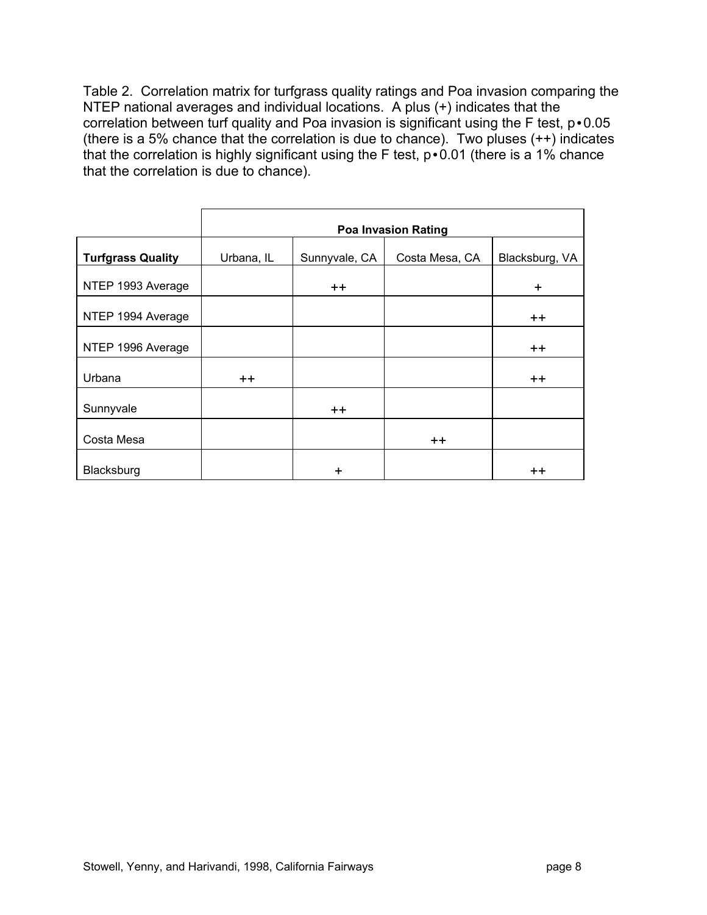Table 2. Correlation matrix for turfgrass quality ratings and Poa invasion comparing the NTEP national averages and individual locations. A plus (+) indicates that the correlation between turf quality and Poa invasion is significant using the F test, p•0.05 (there is a 5% chance that the correlation is due to chance). Two pluses (++) indicates that the correlation is highly significant using the F test, p•0.01 (there is a 1% chance that the correlation is due to chance).

| | **Poa Invasion Rating** | | | |
|---|---|---|---|---|
| **Turfgrass Quality** | Urbana, IL | Sunnyvale, CA | Costa Mesa, CA | Blacksburg, VA |
| NTEP 1993 Average | | ++ | | + |
| NTEP 1994 Average | | | | ++ |
| NTEP 1996 Average | | | | ++ |
| Urbana | ++ | | | ++ |
| Sunnyvale | | ++ | | |
| Costa Mesa | | | ++ | |
| Blacksburg | | + | | ++ |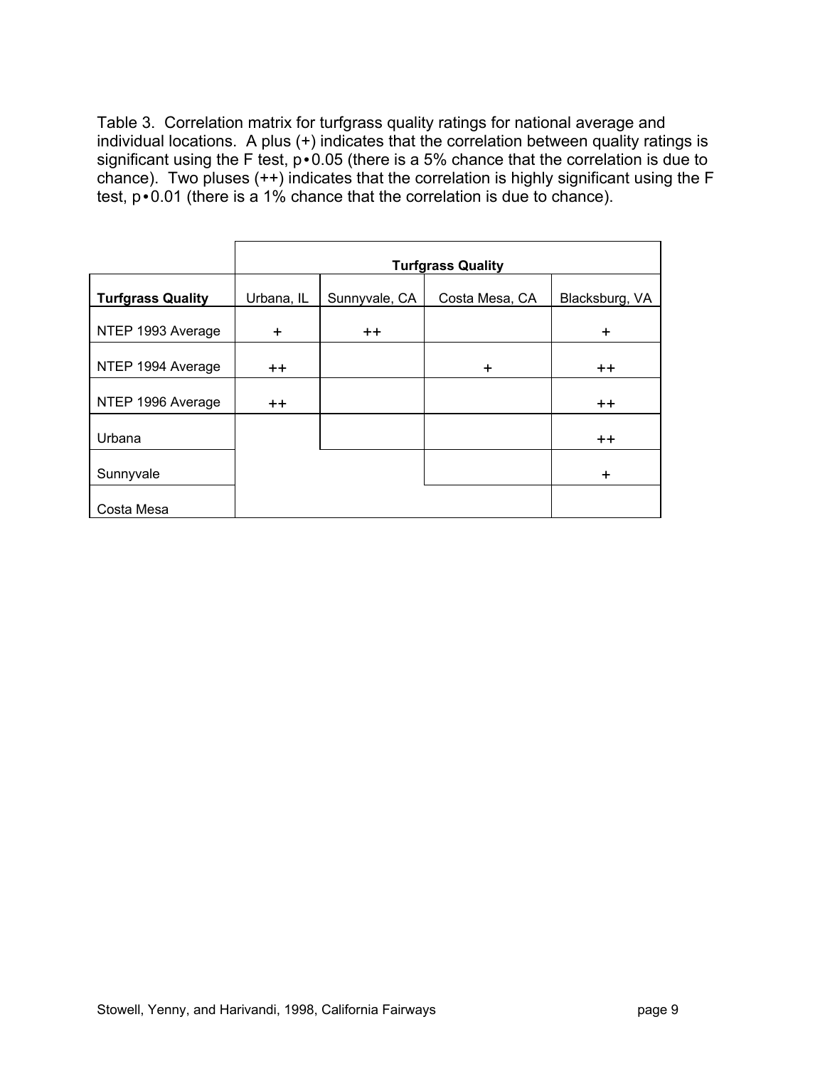Table 3. Correlation matrix for turfgrass quality ratings for national average and individual locations. A plus (+) indicates that the correlation between quality ratings is significant using the F test, p∙0.05 (there is a 5% chance that the correlation is due to chance). Two pluses (++) indicates that the correlation is highly significant using the F test, p∙0.01 (there is a 1% chance that the correlation is due to chance).

| | **Turfgrass Quality** | | | |
|---|---|---|---|---|
| **Turfgrass Quality** | Urbana, IL | Sunnyvale, CA | Costa Mesa, CA | Blacksburg, VA |
| NTEP 1993 Average | + | ++ | | + |
| NTEP 1994 Average | ++ | | + | ++ |
| NTEP 1996 Average | ++ | | | ++ |
| Urbana | | | | ++ |
| Sunnyvale | | | | + |
| Costa Mesa | | | | |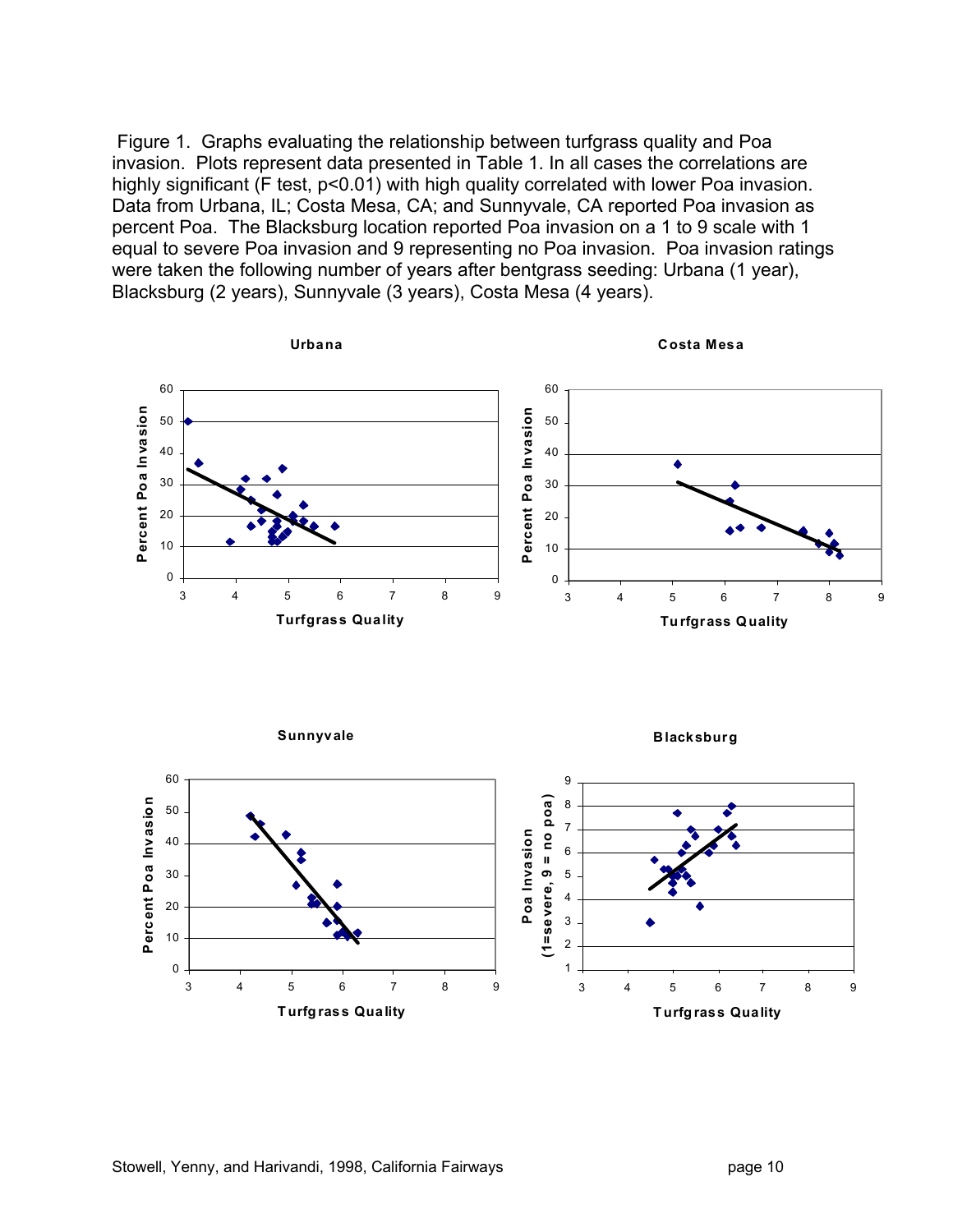Figure 1. Graphs evaluating the relationship between turfgrass quality and Poa invasion. Plots represent data presented in Table 1. In all cases the correlations are highly significant (F test, $p<0.01$) with high quality correlated with lower Poa invasion. Data from Urbana, IL; Costa Mesa, CA; and Sunnyvale, CA reported Poa invasion as percent Poa. The Blacksburg location reported Poa invasion on a 1 to 9 scale with 1 equal to severe Poa invasion and 9 representing no Poa invasion. Poa invasion ratings were taken the following number of years after bentgrass seeding: Urbana (1 year), Blacksburg (2 years), Sunnyvale (3 years), Costa Mesa (4 years).

Urbana

Percent Poa Invasion

0
10
20
30
40
50
60

3
4
5
6
7
8
9

Turfgrass Quality

Costa Mesa

Percent Poa Invasion

0
10
20
30
40
50
60

3
4
5
6
7
8
9

Turfgrass Quality

Sunnyvale

Percent Poa Invasion

0
10
20
30
40
50
60

3
4
5
6
7
8
9

Turfgrass Quality

Blacksburg

Poa Invasion (1=severe, 9 = no poa)

1
2
3
4
5
6
7
8
9

3
4
5
6
7
8
9

Turfgrass Quality